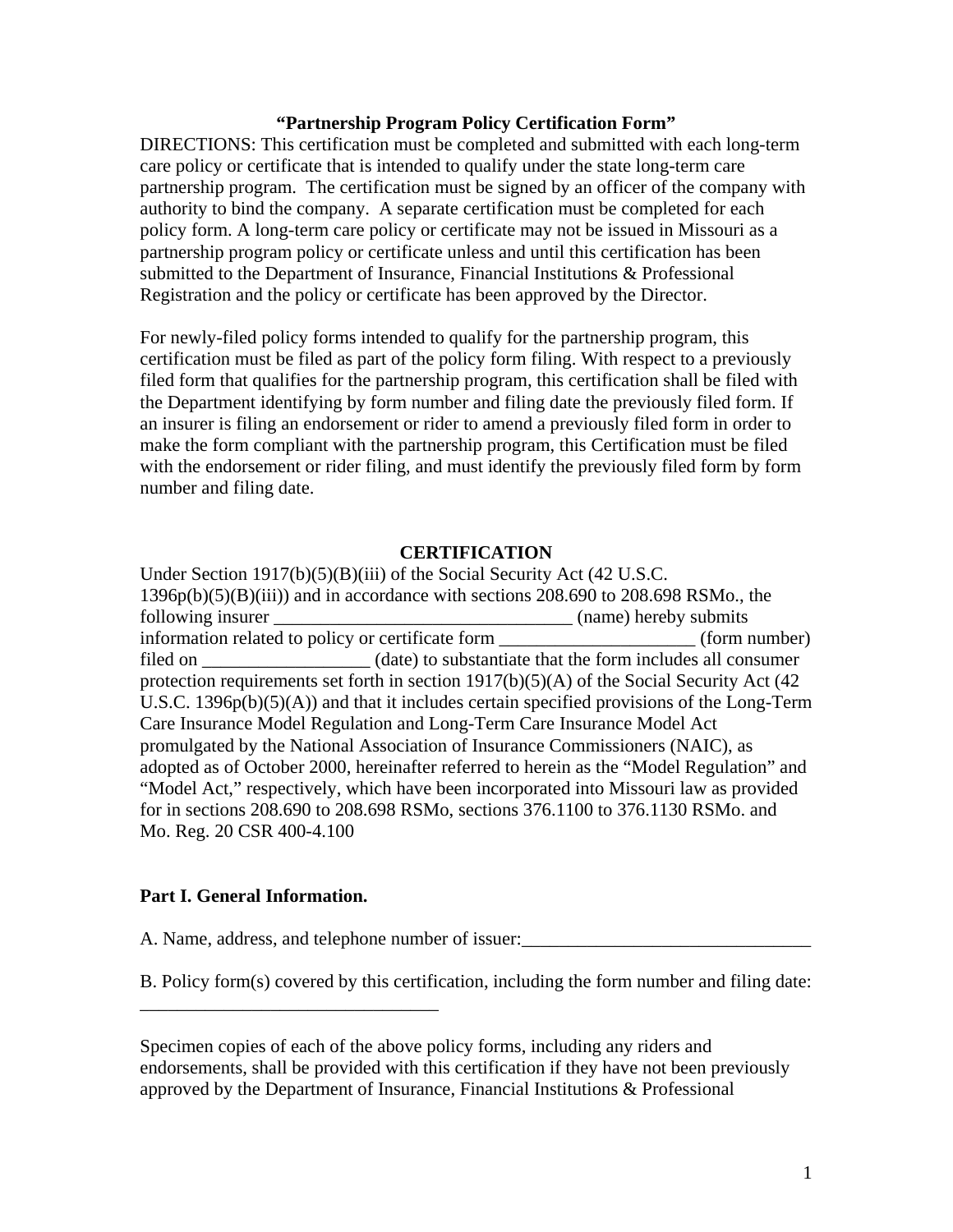**"Partnership Program Policy Certification Form"**

DIRECTIONS: This certification must be completed and submitted with each long-term care policy or certificate that is intended to qualify under the state long-term care partnership program. The certification must be signed by an officer of the company with authority to bind the company. A separate certification must be completed for each policy form. A long-term care policy or certificate may not be issued in Missouri as a partnership program policy or certificate unless and until this certification has been submitted to the Department of Insurance, Financial Institutions & Professional Registration and the policy or certificate has been approved by the Director.

For newly-filed policy forms intended to qualify for the partnership program, this certification must be filed as part of the policy form filing. With respect to a previously filed form that qualifies for the partnership program, this certification shall be filed with the Department identifying by form number and filing date the previously filed form. If an insurer is filing an endorsement or rider to amend a previously filed form in order to make the form compliant with the partnership program, this Certification must be filed with the endorsement or rider filing, and must identify the previously filed form by form number and filing date.

**CERTIFICATION**

Under Section 1917(b)(5)(B)(iii) of the Social Security Act (42 U.S.C. 1396p(b)(5)(B)(iii)) and in accordance with sections 208.690 to 208.698 RSMo., the following insurer ________________________________ (name) hereby submits information related to policy or certificate form _____________________ (form number) filed on __________________ (date) to substantiate that the form includes all consumer protection requirements set forth in section 1917(b)(5)(A) of the Social Security Act (42 U.S.C. 1396p(b)(5)(A)) and that it includes certain specified provisions of the Long-Term Care Insurance Model Regulation and Long-Term Care Insurance Model Act promulgated by the National Association of Insurance Commissioners (NAIC), as adopted as of October 2000, hereinafter referred to herein as the "Model Regulation" and "Model Act," respectively, which have been incorporated into Missouri law as provided for in sections 208.690 to 208.698 RSMo, sections 376.1100 to 376.1130 RSMo. and Mo. Reg. 20 CSR 400-4.100

**Part I. General Information.**

A. Name, address, and telephone number of issuer:_______________________________

B. Policy form(s) covered by this certification, including the form number and filing date: _________________________________

Specimen copies of each of the above policy forms, including any riders and endorsements, shall be provided with this certification if they have not been previously approved by the Department of Insurance, Financial Institutions & Professional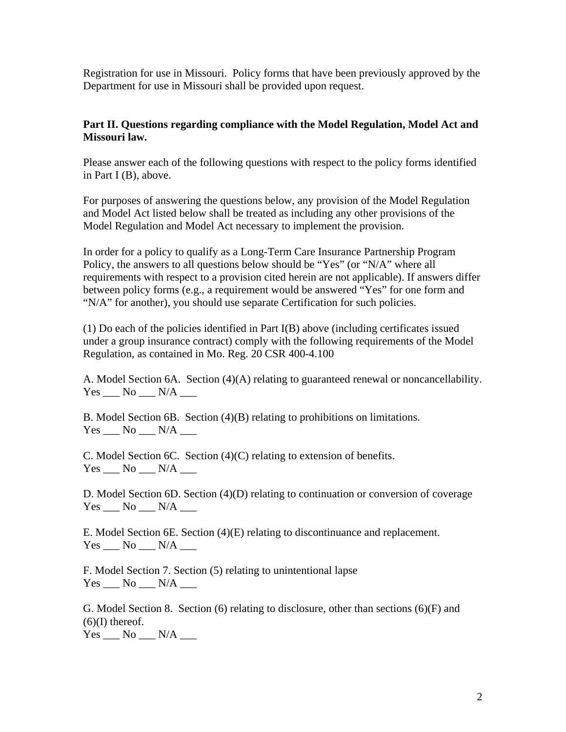Registration for use in Missouri. Policy forms that have been previously approved by the Department for use in Missouri shall be provided upon request.

**Part II. Questions regarding compliance with the Model Regulation, Model Act and Missouri law.**

Please answer each of the following questions with respect to the policy forms identified in Part I (B), above.

For purposes of answering the questions below, any provision of the Model Regulation and Model Act listed below shall be treated as including any other provisions of the Model Regulation and Model Act necessary to implement the provision.

In order for a policy to qualify as a Long-Term Care Insurance Partnership Program Policy, the answers to all questions below should be "Yes" (or "N/A" where all requirements with respect to a provision cited herein are not applicable). If answers differ between policy forms (e.g., a requirement would be answered "Yes" for one form and "N/A" for another), you should use separate Certification for such policies.

(1) Do each of the policies identified in Part I(B) above (including certificates issued under a group insurance contract) comply with the following requirements of the Model Regulation, as contained in Mo. Reg. 20 CSR 400-4.100

A. Model Section 6A. Section (4)(A) relating to guaranteed renewal or noncancellability.
Yes ___ No ___ N/A ___

B. Model Section 6B. Section (4)(B) relating to prohibitions on limitations.
Yes ___ No ___ N/A ___

C. Model Section 6C. Section (4)(C) relating to extension of benefits.
Yes ___ No ___ N/A ___

D. Model Section 6D. Section (4)(D) relating to continuation or conversion of coverage
Yes ___ No ___ N/A ___

E. Model Section 6E. Section (4)(E) relating to discontinuance and replacement.
Yes ___ No ___ N/A ___

F. Model Section 7. Section (5) relating to unintentional lapse
Yes ___ No ___ N/A ___

G. Model Section 8. Section (6) relating to disclosure, other than sections (6)(F) and (6)(I) thereof.
Yes ___ No ___ N/A ___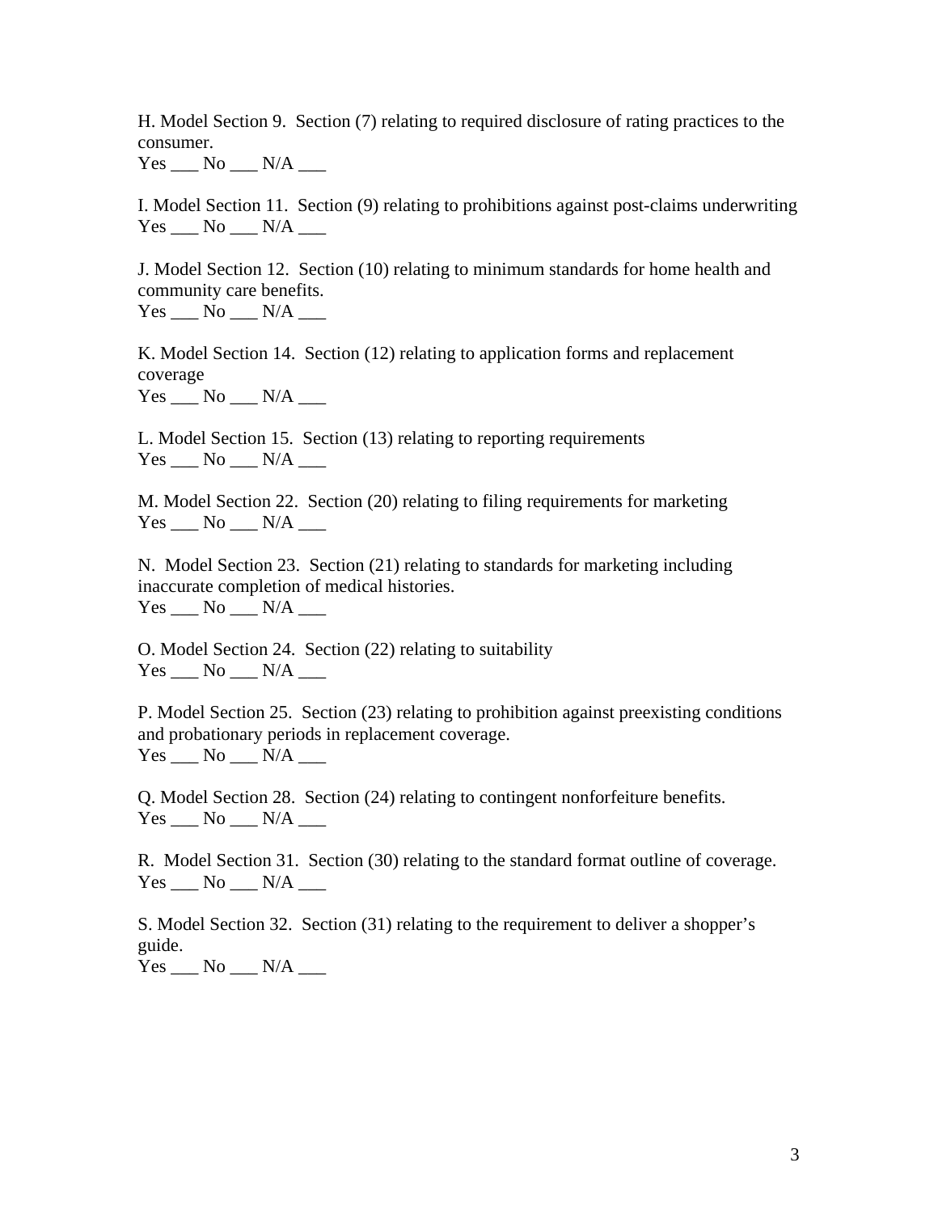H. Model Section 9. Section (7) relating to required disclosure of rating practices to the consumer.
Yes ___ No ___ N/A ___

I. Model Section 11. Section (9) relating to prohibitions against post-claims underwriting
Yes ___ No ___ N/A ___

J. Model Section 12. Section (10) relating to minimum standards for home health and community care benefits.
Yes ___ No ___ N/A ___

K. Model Section 14. Section (12) relating to application forms and replacement coverage
Yes ___ No ___ N/A ___

L. Model Section 15. Section (13) relating to reporting requirements
Yes ___ No ___ N/A ___

M. Model Section 22. Section (20) relating to filing requirements for marketing
Yes ___ No ___ N/A ___

N. Model Section 23. Section (21) relating to standards for marketing including inaccurate completion of medical histories.
Yes ___ No ___ N/A ___

O. Model Section 24. Section (22) relating to suitability
Yes ___ No ___ N/A ___

P. Model Section 25. Section (23) relating to prohibition against preexisting conditions and probationary periods in replacement coverage.
Yes ___ No ___ N/A ___

Q. Model Section 28. Section (24) relating to contingent nonforfeiture benefits.
Yes ___ No ___ N/A ___

R. Model Section 31. Section (30) relating to the standard format outline of coverage.
Yes ___ No ___ N/A ___

S. Model Section 32. Section (31) relating to the requirement to deliver a shopper's guide.
Yes ___ No ___ N/A ___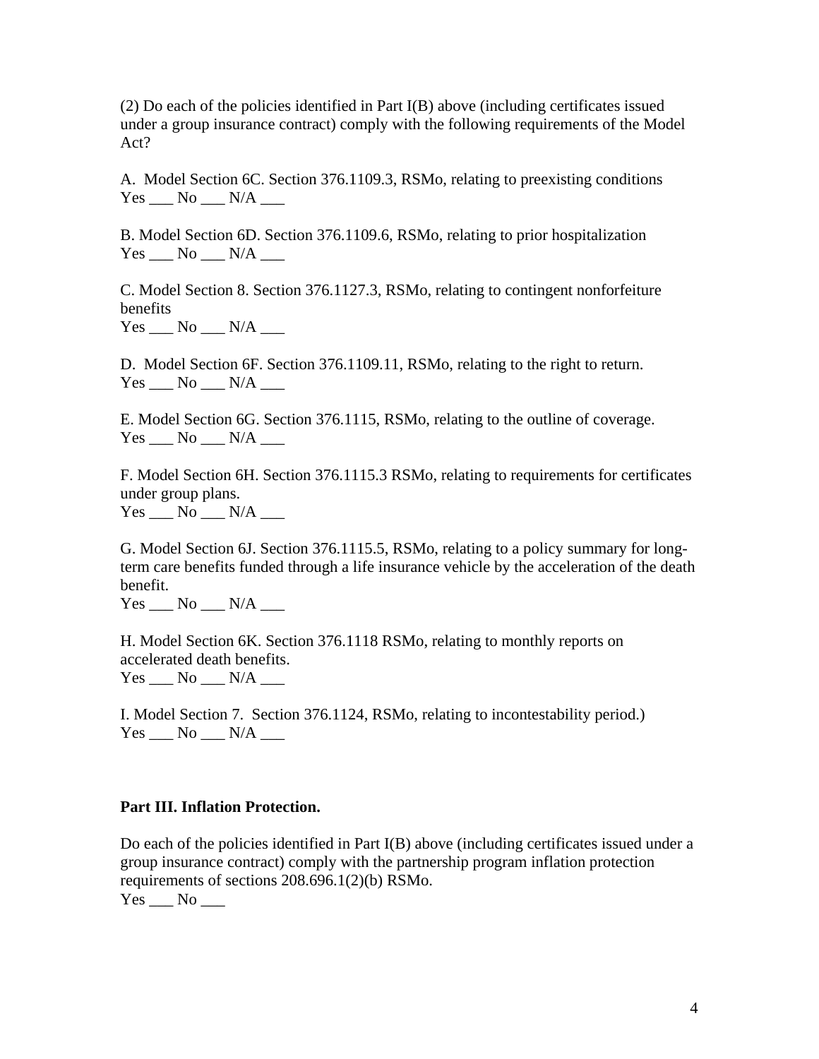(2) Do each of the policies identified in Part I(B) above (including certificates issued under a group insurance contract) comply with the following requirements of the Model Act?

A. Model Section 6C. Section 376.1109.3, RSMo, relating to preexisting conditions
Yes ___ No ___ N/A ___

B. Model Section 6D. Section 376.1109.6, RSMo, relating to prior hospitalization
Yes ___ No ___ N/A ___

C. Model Section 8. Section 376.1127.3, RSMo, relating to contingent nonforfeiture benefits
Yes ___ No ___ N/A ___

D. Model Section 6F. Section 376.1109.11, RSMo, relating to the right to return.
Yes ___ No ___ N/A ___

E. Model Section 6G. Section 376.1115, RSMo, relating to the outline of coverage.
Yes ___ No ___ N/A ___

F. Model Section 6H. Section 376.1115.3 RSMo, relating to requirements for certificates under group plans.
Yes ___ No ___ N/A ___

G. Model Section 6J. Section 376.1115.5, RSMo, relating to a policy summary for long-term care benefits funded through a life insurance vehicle by the acceleration of the death benefit.
Yes ___ No ___ N/A ___

H. Model Section 6K. Section 376.1118 RSMo, relating to monthly reports on accelerated death benefits.
Yes ___ No ___ N/A ___

I. Model Section 7. Section 376.1124, RSMo, relating to incontestability period.)
Yes ___ No ___ N/A ___

**Part III. Inflation Protection.**

Do each of the policies identified in Part I(B) above (including certificates issued under a group insurance contract) comply with the partnership program inflation protection requirements of sections 208.696.1(2)(b) RSMo.
Yes ___ No ___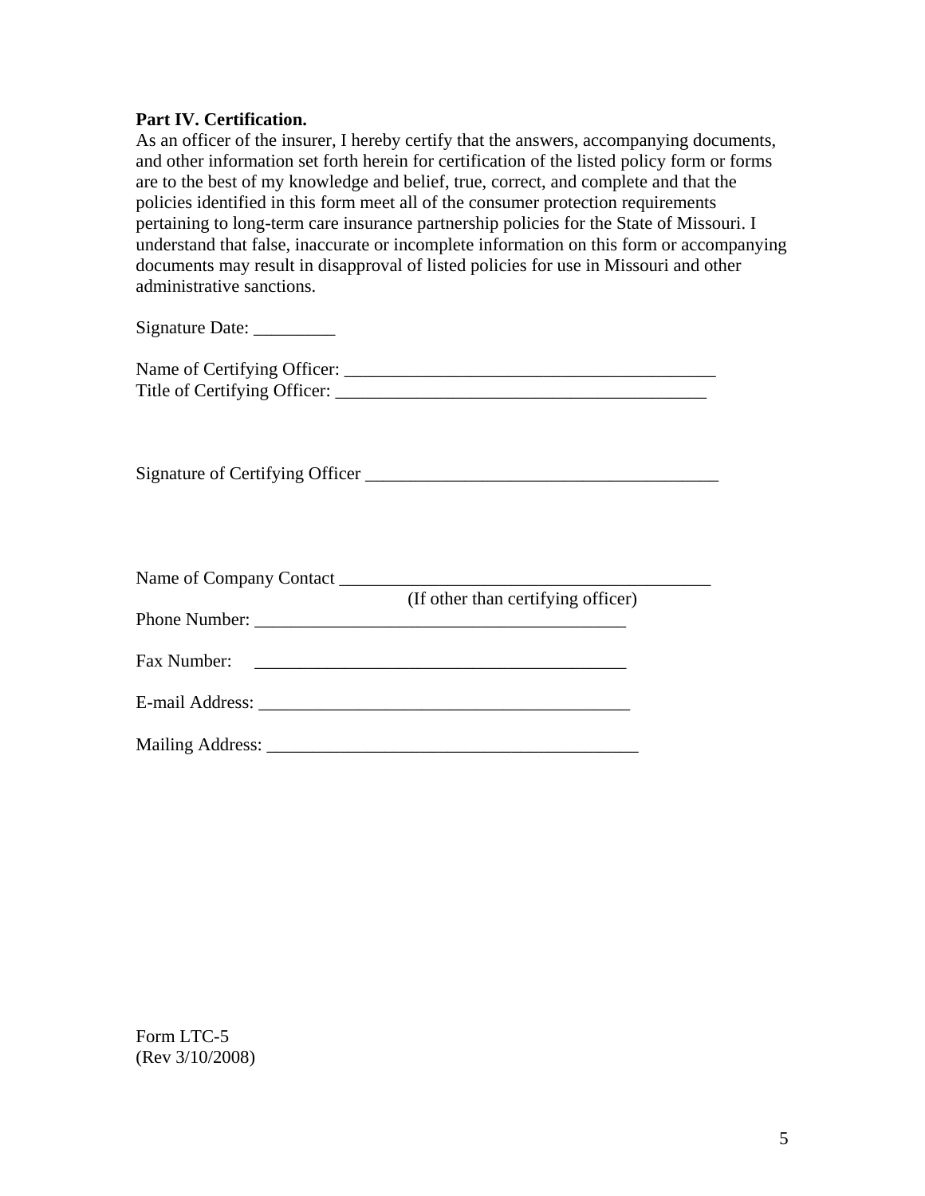**Part IV. Certification.**

As an officer of the insurer, I hereby certify that the answers, accompanying documents, and other information set forth herein for certification of the listed policy form or forms are to the best of my knowledge and belief, true, correct, and complete and that the policies identified in this form meet all of the consumer protection requirements pertaining to long-term care insurance partnership policies for the State of Missouri. I understand that false, inaccurate or incomplete information on this form or accompanying documents may result in disapproval of listed policies for use in Missouri and other administrative sanctions.

Signature Date: _________

Name of Certifying Officer: ________________________________________

Title of Certifying Officer: ________________________________________

Signature of Certifying Officer ________________________________________

Name of Company Contact ________________________________________
(If other than certifying officer)

Phone Number: ________________________________________

Fax Number: ________________________________________

E-mail Address: ________________________________________

Mailing Address: ________________________________________

Form LTC-5
(Rev 3/10/2008)